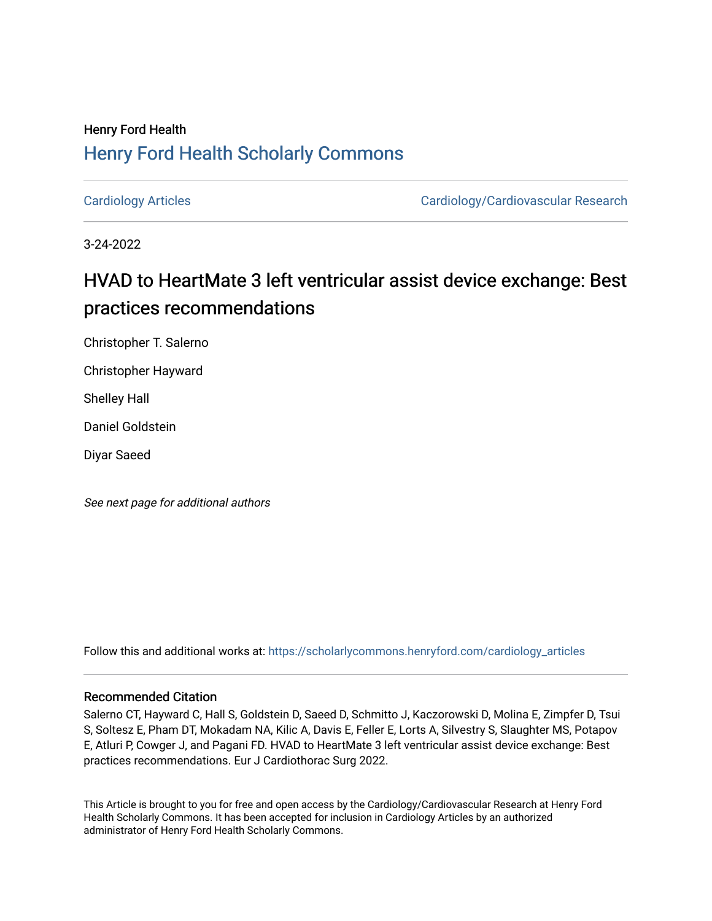Henry Ford Health

## Henry Ford Health Scholarly Commons

Cardiology Articles | Cardiology/Cardiovascular Research

3-24-2022

# HVAD to HeartMate 3 left ventricular assist device exchange: Best practices recommendations

Christopher T. Salerno

Christopher Hayward

Shelley Hall

Daniel Goldstein

Diyar Saeed

*See next page for additional authors*

Follow this and additional works at: https://scholarlycommons.henryford.com/cardiology_articles

### Recommended Citation

Salerno CT, Hayward C, Hall S, Goldstein D, Saeed D, Schmitto J, Kaczorowski D, Molina E, Zimpfer D, Tsui S, Soltesz E, Pham DT, Mokadam NA, Kilic A, Davis E, Feller E, Lorts A, Silvestry S, Slaughter MS, Potapov E, Atluri P, Cowger J, and Pagani FD. HVAD to HeartMate 3 left ventricular assist device exchange: Best practices recommendations. Eur J Cardiothorac Surg 2022.

This Article is brought to you for free and open access by the Cardiology/Cardiovascular Research at Henry Ford Health Scholarly Commons. It has been accepted for inclusion in Cardiology Articles by an authorized administrator of Henry Ford Health Scholarly Commons.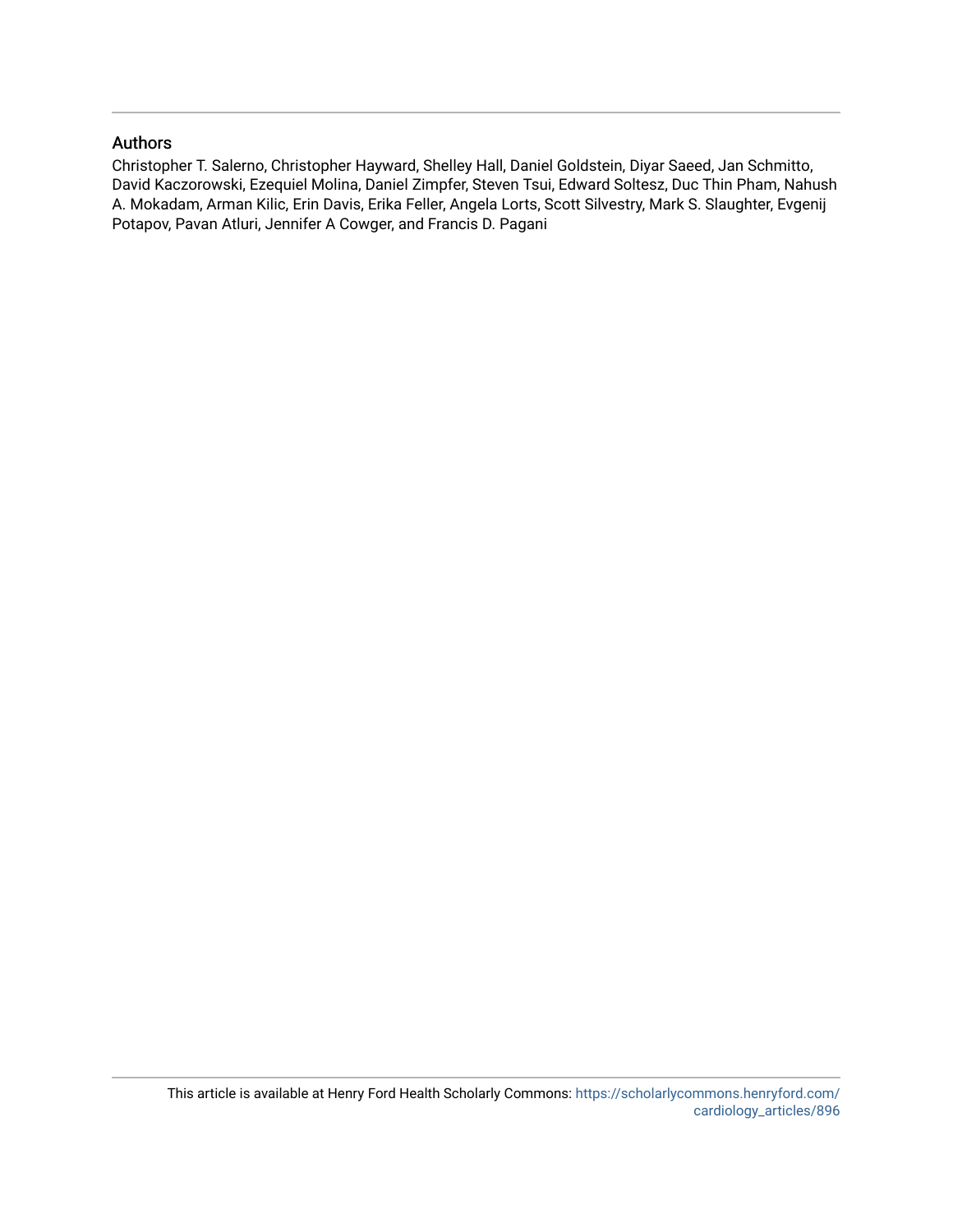## Authors

Christopher T. Salerno, Christopher Hayward, Shelley Hall, Daniel Goldstein, Diyar Saeed, Jan Schmitto, David Kaczorowski, Ezequiel Molina, Daniel Zimpfer, Steven Tsui, Edward Soltesz, Duc Thin Pham, Nahush A. Mokadam, Arman Kilic, Erin Davis, Erika Feller, Angela Lorts, Scott Silvestry, Mark S. Slaughter, Evgenij Potapov, Pavan Atluri, Jennifer A Cowger, and Francis D. Pagani

This article is available at Henry Ford Health Scholarly Commons: https://scholarlycommons.henryford.com/cardiology_articles/896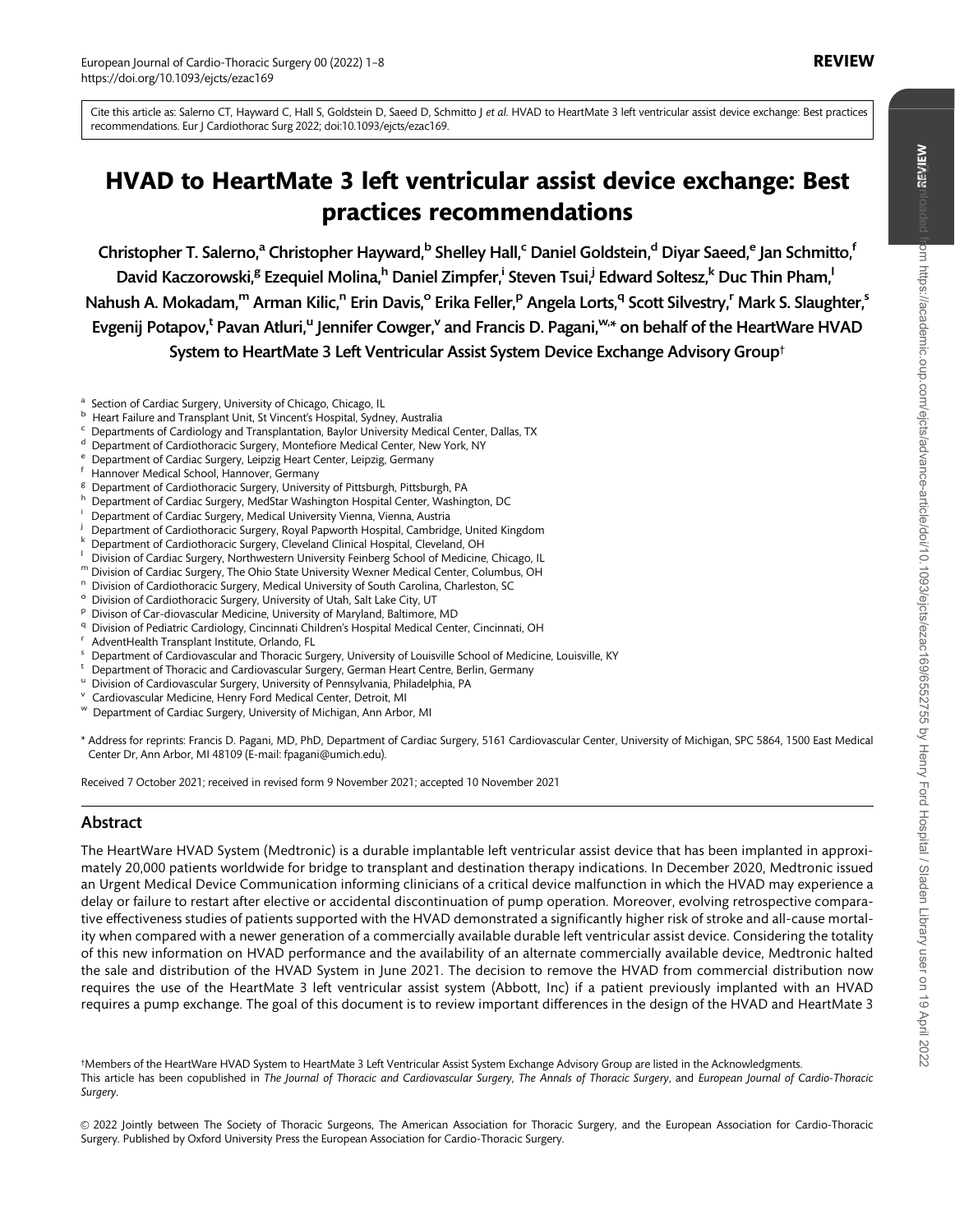Cite this article as: Salerno CT, Hayward C, Hall S, Goldstein D, Saeed D, Schmitto J *et al.* HVAD to HeartMate 3 left ventricular assist device exchange: Best practices recommendations. Eur J Cardiothorac Surg 2022; doi:10.1093/ejcts/ezac169.

# HVAD to HeartMate 3 left ventricular assist device exchange: Best practices recommendations

**Christopher T. Salerno,[a] Christopher Hayward,[b] Shelley Hall,[c] Daniel Goldstein,[d] Diyar Saeed,[e] Jan Schmitto,[f] David Kaczorowski,[g] Ezequiel Molina,[h] Daniel Zimpfer,[i] Steven Tsui,[j] Edward Soltesz,[k] Duc Thin Pham,[l] Nahush A. Mokadam,[m] Arman Kilic,[n] Erin Davis,[o] Erika Feller,[p] Angela Lorts,[q] Scott Silvestry,[r] Mark S. Slaughter,[s] Evgenij Potapov,[t] Pavan Atluri,[u] Jennifer Cowger,[v] and Francis D. Pagani,[w,*] on behalf of the HeartWare HVAD System to HeartMate 3 Left Ventricular Assist System Device Exchange Advisory Group[†]**

[a] Section of Cardiac Surgery, University of Chicago, Chicago, IL
[b] Heart Failure and Transplant Unit, St Vincent's Hospital, Sydney, Australia
[c] Departments of Cardiology and Transplantation, Baylor University Medical Center, Dallas, TX
[d] Department of Cardiothoracic Surgery, Montefiore Medical Center, New York, NY
[e] Department of Cardiac Surgery, Leipzig Heart Center, Leipzig, Germany
[f] Hannover Medical School, Hannover, Germany
[g] Department of Cardiothoracic Surgery, University of Pittsburgh, Pittsburgh, PA
[h] Department of Cardiac Surgery, MedStar Washington Hospital Center, Washington, DC
[i] Department of Cardiac Surgery, Medical University Vienna, Vienna, Austria
[j] Department of Cardiothoracic Surgery, Royal Papworth Hospital, Cambridge, United Kingdom
[k] Department of Cardiothoracic Surgery, Cleveland Clinical Hospital, Cleveland, OH
[l] Division of Cardiac Surgery, Northwestern University Feinberg School of Medicine, Chicago, IL
[m] Division of Cardiac Surgery, The Ohio State University Wexner Medical Center, Columbus, OH
[n] Division of Cardiothoracic Surgery, Medical University of South Carolina, Charleston, SC
[o] Division of Cardiothoracic Surgery, University of Utah, Salt Lake City, UT
[p] Divison of Car-diovascular Medicine, University of Maryland, Baltimore, MD
[q] Division of Pediatric Cardiology, Cincinnati Children's Hospital Medical Center, Cincinnati, OH
[r] AdventHealth Transplant Institute, Orlando, FL
[s] Department of Cardiovascular and Thoracic Surgery, University of Louisville School of Medicine, Louisville, KY
[t] Department of Thoracic and Cardiovascular Surgery, German Heart Centre, Berlin, Germany
[u] Division of Cardiovascular Surgery, University of Pennsylvania, Philadelphia, PA
[v] Cardiovascular Medicine, Henry Ford Medical Center, Detroit, MI
[w] Department of Cardiac Surgery, University of Michigan, Ann Arbor, MI

\* Address for reprints: Francis D. Pagani, MD, PhD, Department of Cardiac Surgery, 5161 Cardiovascular Center, University of Michigan, SPC 5864, 1500 East Medical Center Dr, Ann Arbor, MI 48109 (E-mail: fpagani@umich.edu).

Received 7 October 2021; received in revised form 9 November 2021; accepted 10 November 2021

## Abstract

The HeartWare HVAD System (Medtronic) is a durable implantable left ventricular assist device that has been implanted in approximately 20,000 patients worldwide for bridge to transplant and destination therapy indications. In December 2020, Medtronic issued an Urgent Medical Device Communication informing clinicians of a critical device malfunction in which the HVAD may experience a delay or failure to restart after elective or accidental discontinuation of pump operation. Moreover, evolving retrospective comparative effectiveness studies of patients supported with the HVAD demonstrated a significantly higher risk of stroke and all-cause mortality when compared with a newer generation of a commercially available durable left ventricular assist device. Considering the totality of this new information on HVAD performance and the availability of an alternate commercially available device, Medtronic halted the sale and distribution of the HVAD System in June 2021. The decision to remove the HVAD from commercial distribution now requires the use of the HeartMate 3 left ventricular assist system (Abbott, Inc) if a patient previously implanted with an HVAD requires a pump exchange. The goal of this document is to review important differences in the design of the HVAD and HeartMate 3

†Members of the HeartWare HVAD System to HeartMate 3 Left Ventricular Assist System Device Exchange Advisory Group are listed in the Acknowledgments.
This article has been copublished in *The Journal of Thoracic and Cardiovascular Surgery*, *The Annals of Thoracic Surgery*, and *European Journal of Cardio-Thoracic Surgery*.

© 2022 Jointly between The Society of Thoracic Surgeons, The American Association for Thoracic Surgery, and the European Association for Cardio-Thoracic Surgery. Published by Oxford University Press the European Association for Cardio-Thoracic Surgery.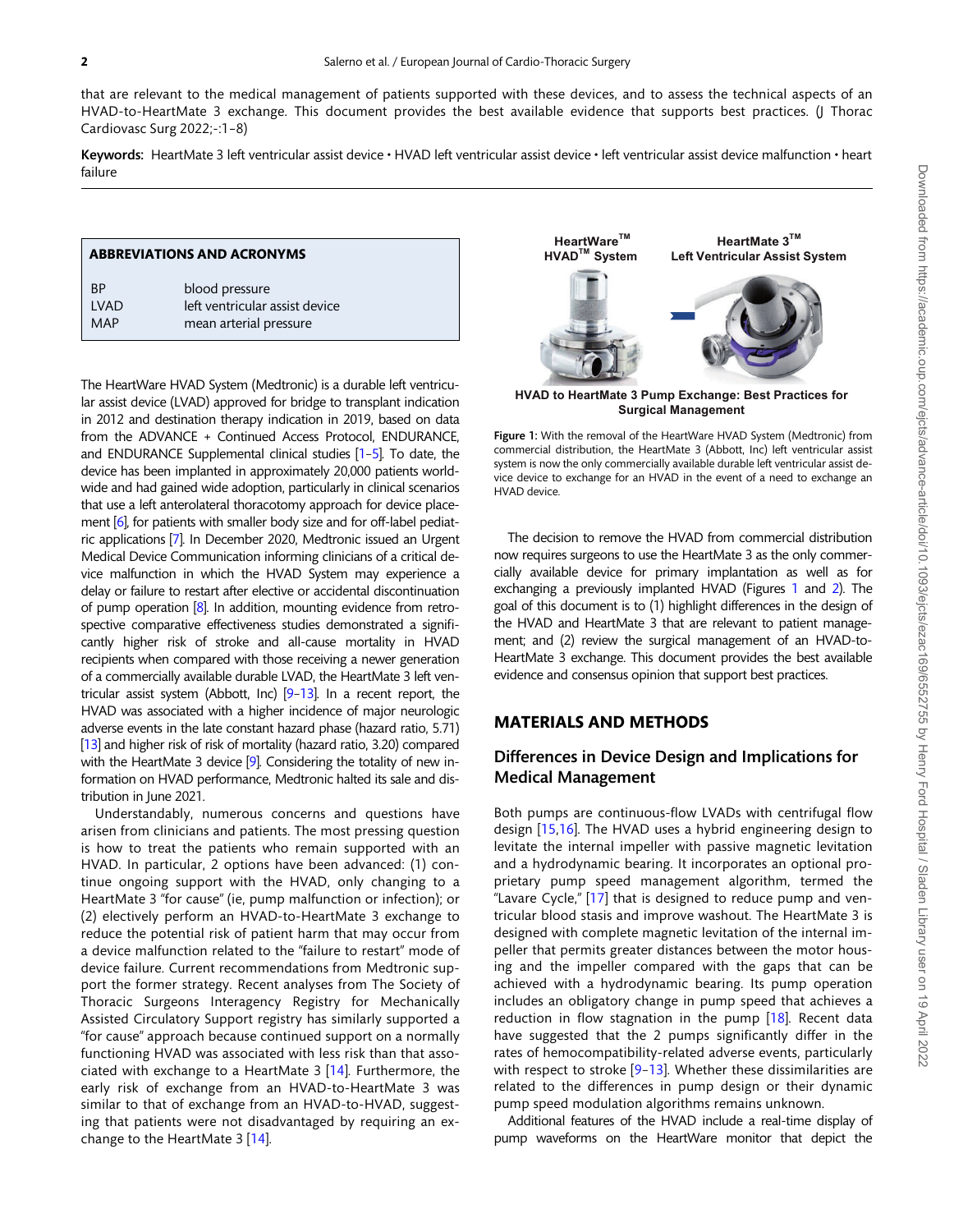that are relevant to the medical management of patients supported with these devices, and to assess the technical aspects of an HVAD-to-HeartMate 3 exchange. This document provides the best available evidence that supports best practices. (J Thorac Cardiovasc Surg 2022;-:1–8)

**Keywords:** HeartMate 3 left ventricular assist device • HVAD left ventricular assist device • left ventricular assist device malfunction • heart failure

**ABBREVIATIONS AND ACRONYMS**

| | |
|---|---|
| BP | blood pressure |
| LVAD | left ventricular assist device |
| MAP | mean arterial pressure |

The HeartWare HVAD System (Medtronic) is a durable left ventricular assist device (LVAD) approved for bridge to transplant indication in 2012 and destination therapy indication in 2019, based on data from the ADVANCE + Continued Access Protocol, ENDURANCE, and ENDURANCE Supplemental clinical studies [1–5]. To date, the device has been implanted in approximately 20,000 patients worldwide and had gained wide adoption, particularly in clinical scenarios that use a left anterolateral thoracotomy approach for device placement [6], for patients with smaller body size and for off-label pediatric applications [7]. In December 2020, Medtronic issued an Urgent Medical Device Communication informing clinicians of a critical device malfunction in which the HVAD System may experience a delay or failure to restart after elective or accidental discontinuation of pump operation [8]. In addition, mounting evidence from retrospective comparative effectiveness studies demonstrated a significantly higher risk of stroke and all-cause mortality in HVAD recipients when compared with those receiving a newer generation of a commercially available durable LVAD, the HeartMate 3 left ventricular assist system (Abbott, Inc) [9–13]. In a recent report, the HVAD was associated with a higher incidence of major neurologic adverse events in the late constant hazard phase (hazard ratio, 5.71) [13] and higher risk of risk of mortality (hazard ratio, 3.20) compared with the HeartMate 3 device [9]. Considering the totality of new information on HVAD performance, Medtronic halted its sale and distribution in June 2021.

Understandably, numerous concerns and questions have arisen from clinicians and patients. The most pressing question is how to treat the patients who remain supported with an HVAD. In particular, 2 options have been advanced: (1) continue ongoing support with the HVAD, only changing to a HeartMate 3 "for cause" (ie, pump malfunction or infection); or (2) electively perform an HVAD-to-HeartMate 3 exchange to reduce the potential risk of patient harm that may occur from a device malfunction related to the "failure to restart" mode of device failure. Current recommendations from Medtronic support the former strategy. Recent analyses from The Society of Thoracic Surgeons Interagency Registry for Mechanically Assisted Circulatory Support registry has similarly supported a "for cause" approach because continued support on a normally functioning HVAD was associated with less risk than that associated with exchange to a HeartMate 3 [14]. Furthermore, the early risk of exchange from an HVAD-to-HeartMate 3 was similar to that of exchange from an HVAD-to-HVAD, suggesting that patients were not disadvantaged by requiring an exchange to the HeartMate 3 [14].

HeartWare™ HVAD™ System — HeartMate 3™ Left Ventricular Assist System

HVAD to HeartMate 3 Pump Exchange: Best Practices for Surgical Management

**Figure 1:** With the removal of the HeartWare HVAD System (Medtronic) from commercial distribution, the HeartMate 3 (Abbott, Inc) left ventricular assist system is now the only commercially available durable left ventricular assist device device to exchange for an HVAD in the event of a need to exchange an HVAD device.

The decision to remove the HVAD from commercial distribution now requires surgeons to use the HeartMate 3 as the only commercially available device for primary implantation as well as for exchanging a previously implanted HVAD (Figures 1 and 2). The goal of this document is to (1) highlight differences in the design of the HVAD and HeartMate 3 that are relevant to patient management; and (2) review the surgical management of an HVAD-to-HeartMate 3 exchange. This document provides the best available evidence and consensus opinion that support best practices.

## MATERIALS AND METHODS

### Differences in Device Design and Implications for Medical Management

Both pumps are continuous-flow LVADs with centrifugal flow design [15,16]. The HVAD uses a hybrid engineering design to levitate the internal impeller with passive magnetic levitation and a hydrodynamic bearing. It incorporates an optional proprietary pump speed management algorithm, termed the "Lavare Cycle," [17] that is designed to reduce pump and ventricular blood stasis and improve washout. The HeartMate 3 is designed with complete magnetic levitation of the internal impeller that permits greater distances between the motor housing and the impeller compared with the gaps that can be achieved with a hydrodynamic bearing. Its pump operation includes an obligatory change in pump speed that achieves a reduction in flow stagnation in the pump [18]. Recent data have suggested that the 2 pumps significantly differ in the rates of hemocompatibility-related adverse events, particularly with respect to stroke [9–13]. Whether these dissimilarities are related to the differences in pump design or their dynamic pump speed modulation algorithms remains unknown.

Additional features of the HVAD include a real-time display of pump waveforms on the HeartWare monitor that depict the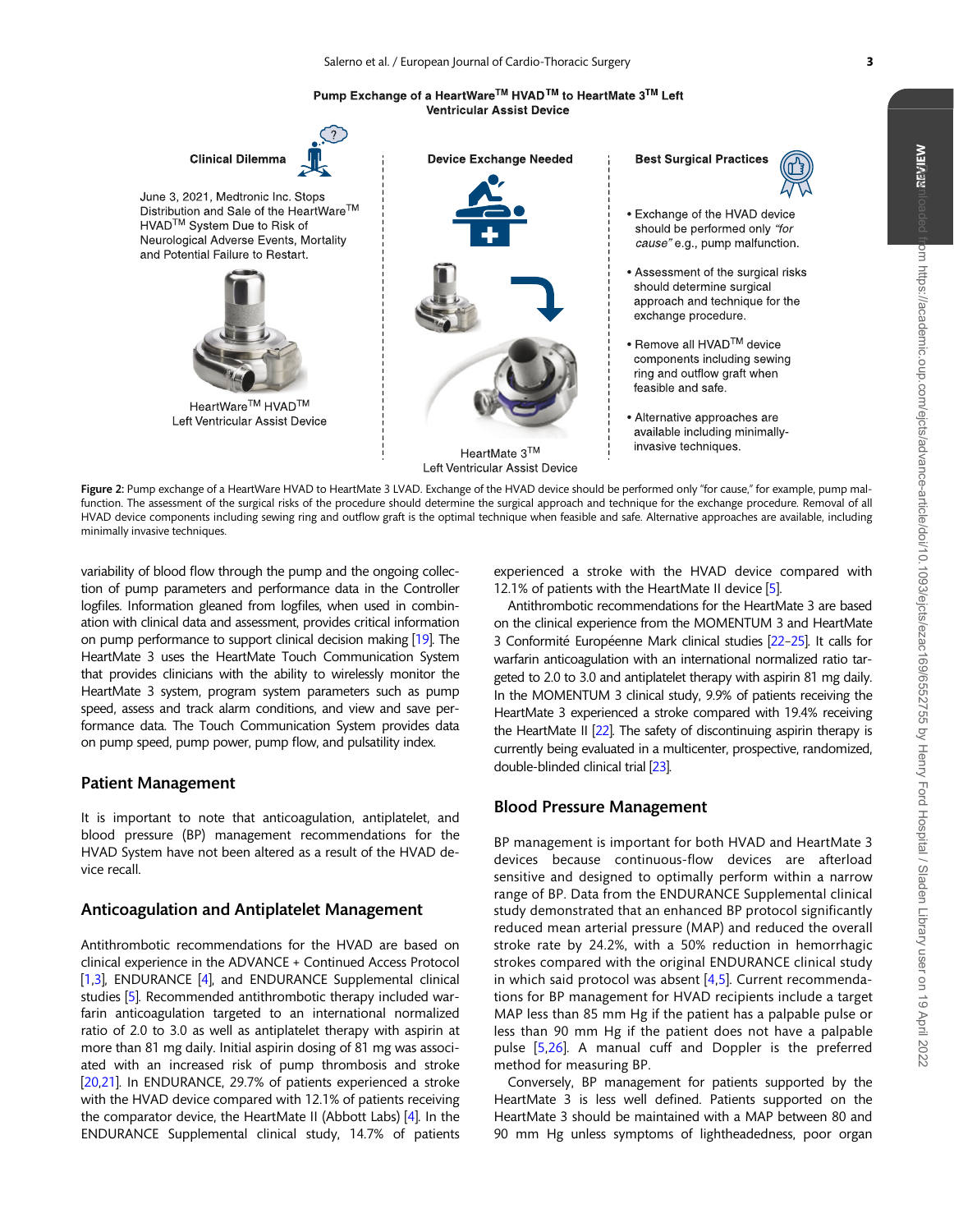Pump Exchange of a HeartWare™ HVAD™ to HeartMate 3™ Left Ventricular Assist Device

**Clinical Dilemma**

June 3, 2021, Medtronic Inc. Stops Distribution and Sale of the HeartWare™ HVAD™ System Due to Risk of Neurological Adverse Events, Mortality and Potential Failure to Restart.

HeartWare™ HVAD™ Left Ventricular Assist Device

**Device Exchange Needed**

HeartMate 3™ Left Ventricular Assist Device

**Best Surgical Practices**

- Exchange of the HVAD device should be performed only *"for cause"* e.g., pump malfunction.
- Assessment of the surgical risks should determine surgical approach and technique for the exchange procedure.
- Remove all HVAD™ device components including sewing ring and outflow graft when feasible and safe.
- Alternative approaches are available including minimally-invasive techniques.

**Figure 2:** Pump exchange of a HeartWare HVAD to HeartMate 3 LVAD. Exchange of the HVAD device should be performed only "for cause," for example, pump malfunction. The assessment of the surgical risks of the procedure should determine the surgical approach and technique for the exchange procedure. Removal of all HVAD device components including sewing ring and outflow graft is the optimal technique when feasible and safe. Alternative approaches are available, including minimally invasive techniques.

variability of blood flow through the pump and the ongoing collection of pump parameters and performance data in the Controller logfiles. Information gleaned from logfiles, when used in combination with clinical data and assessment, provides critical information on pump performance to support clinical decision making [19]. The HeartMate 3 uses the HeartMate Touch Communication System that provides clinicians with the ability to wirelessly monitor the HeartMate 3 system, program system parameters such as pump speed, assess and track alarm conditions, and view and save performance data. The Touch Communication System provides data on pump speed, pump power, pump flow, and pulsatility index.

## Patient Management

It is important to note that anticoagulation, antiplatelet, and blood pressure (BP) management recommendations for the HVAD System have not been altered as a result of the HVAD device recall.

## Anticoagulation and Antiplatelet Management

Antithrombotic recommendations for the HVAD are based on clinical experience in the ADVANCE + Continued Access Protocol [1,3], ENDURANCE [4], and ENDURANCE Supplemental clinical studies [5]. Recommended antithrombotic therapy included warfarin anticoagulation targeted to an international normalized ratio of 2.0 to 3.0 as well as antiplatelet therapy with aspirin at more than 81 mg daily. Initial aspirin dosing of 81 mg was associated with an increased risk of pump thrombosis and stroke [20,21]. In ENDURANCE, 29.7% of patients experienced a stroke with the HVAD device compared with 12.1% of patients receiving the comparator device, the HeartMate II (Abbott Labs) [4]. In the ENDURANCE Supplemental clinical study, 14.7% of patients experienced a stroke with the HVAD device compared with 12.1% of patients with the HeartMate II device [5].

Antithrombotic recommendations for the HeartMate 3 are based on the clinical experience from the MOMENTUM 3 and HeartMate 3 Conformité Européenne Mark clinical studies [22–25]. It calls for warfarin anticoagulation with an international normalized ratio targeted to 2.0 to 3.0 and antiplatelet therapy with aspirin 81 mg daily. In the MOMENTUM 3 clinical study, 9.9% of patients receiving the HeartMate 3 experienced a stroke compared with 19.4% receiving the HeartMate II [22]. The safety of discontinuing aspirin therapy is currently being evaluated in a multicenter, prospective, randomized, double-blinded clinical trial [23].

## Blood Pressure Management

BP management is important for both HVAD and HeartMate 3 devices because continuous-flow devices are afterload sensitive and designed to optimally perform within a narrow range of BP. Data from the ENDURANCE Supplemental clinical study demonstrated that an enhanced BP protocol significantly reduced mean arterial pressure (MAP) and reduced the overall stroke rate by 24.2%, with a 50% reduction in hemorrhagic strokes compared with the original ENDURANCE clinical study in which said protocol was absent [4,5]. Current recommendations for BP management for HVAD recipients include a target MAP less than 85 mm Hg if the patient has a palpable pulse or less than 90 mm Hg if the patient does not have a palpable pulse [5,26]. A manual cuff and Doppler is the preferred method for measuring BP.

Conversely, BP management for patients supported by the HeartMate 3 is less well defined. Patients supported on the HeartMate 3 should be maintained with a MAP between 80 and 90 mm Hg unless symptoms of lightheadedness, poor organ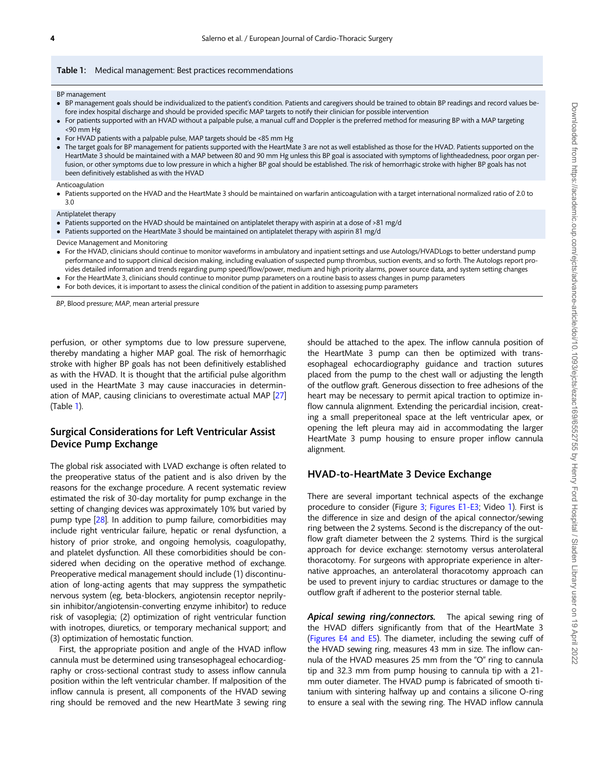**Table 1:** Medical management: Best practices recommendations

BP management

- BP management goals should be individualized to the patient's condition. Patients and caregivers should be trained to obtain BP readings and record values before index hospital discharge and should be provided specific MAP targets to notify their clinician for possible intervention
- For patients supported with an HVAD without a palpable pulse, a manual cuff and Doppler is the preferred method for measuring BP with a MAP targeting <90 mm Hg
- For HVAD patients with a palpable pulse, MAP targets should be <85 mm Hg
- The target goals for BP management for patients supported with the HeartMate 3 are not as well established as those for the HVAD. Patients supported on the HeartMate 3 should be maintained with a MAP between 80 and 90 mm Hg unless this BP goal is associated with symptoms of lightheadedness, poor organ perfusion, or other symptoms due to low pressure in which a higher BP goal should be established. The risk of hemorrhagic stroke with higher BP goals has not been definitively established as with the HVAD

Anticoagulation

- Patients supported on the HVAD and the HeartMate 3 should be maintained on warfarin anticoagulation with a target international normalized ratio of 2.0 to 3.0

Antiplatelet therapy

- Patients supported on the HVAD should be maintained on antiplatelet therapy with aspirin at a dose of >81 mg/d
- Patients supported on the HeartMate 3 should be maintained on antiplatelet therapy with aspirin 81 mg/d

Device Management and Monitoring

- For the HVAD, clinicians should continue to monitor waveforms in ambulatory and inpatient settings and use Autologs/HVADLogs to better understand pump performance and to support clinical decision making, including evaluation of suspected pump thrombus, suction events, and so forth. The Autologs report provides detailed information and trends regarding pump speed/flow/power, medium and high priority alarms, power source data, and system setting changes
- For the HeartMate 3, clinicians should continue to monitor pump parameters on a routine basis to assess changes in pump parameters
- For both devices, it is important to assess the clinical condition of the patient in addition to assessing pump parameters

*BP*, Blood pressure; *MAP*, mean arterial pressure

perfusion, or other symptoms due to low pressure supervene, thereby mandating a higher MAP goal. The risk of hemorrhagic stroke with higher BP goals has not been definitively established as with the HVAD. It is thought that the artificial pulse algorithm used in the HeartMate 3 may cause inaccuracies in determination of MAP, causing clinicians to overestimate actual MAP [27] (Table 1).

## Surgical Considerations for Left Ventricular Assist Device Pump Exchange

The global risk associated with LVAD exchange is often related to the preoperative status of the patient and is also driven by the reasons for the exchange procedure. A recent systematic review estimated the risk of 30-day mortality for pump exchange in the setting of changing devices was approximately 10% but varied by pump type [28]. In addition to pump failure, comorbidities may include right ventricular failure, hepatic or renal dysfunction, a history of prior stroke, and ongoing hemolysis, coagulopathy, and platelet dysfunction. All these comorbidities should be considered when deciding on the operative method of exchange. Preoperative medical management should include (1) discontinuation of long-acting agents that may suppress the sympathetic nervous system (eg, beta-blockers, angiotensin receptor neprilysin inhibitor/angiotensin-converting enzyme inhibitor) to reduce risk of vasoplegia; (2) optimization of right ventricular function with inotropes, diuretics, or temporary mechanical support; and (3) optimization of hemostatic function.

First, the appropriate position and angle of the HVAD inflow cannula must be determined using transesophageal echocardiography or cross-sectional contrast study to assess inflow cannula position within the left ventricular chamber. If malposition of the inflow cannula is present, all components of the HVAD sewing ring should be removed and the new HeartMate 3 sewing ring should be attached to the apex. The inflow cannula position of the HeartMate 3 pump can then be optimized with transesophageal echocardiography guidance and traction sutures placed from the pump to the chest wall or adjusting the length of the outflow graft. Generous dissection to free adhesions of the heart may be necessary to permit apical traction to optimize inflow cannula alignment. Extending the pericardial incision, creating a small preperitoneal space at the left ventricular apex, or opening the left pleura may aid in accommodating the larger HeartMate 3 pump housing to ensure proper inflow cannula alignment.

## HVAD-to-HeartMate 3 Device Exchange

There are several important technical aspects of the exchange procedure to consider (Figure 3; Figures E1-E3; Video 1). First is the difference in size and design of the apical connector/sewing ring between the 2 systems. Second is the discrepancy of the outflow graft diameter between the 2 systems. Third is the surgical approach for device exchange: sternotomy versus anterolateral thoracotomy. For surgeons with appropriate experience in alternative approaches, an anterolateral thoracotomy approach can be used to prevent injury to cardiac structures or damage to the outflow graft if adherent to the posterior sternal table.

***Apical sewing ring/connectors.*** The apical sewing ring of the HVAD differs significantly from that of the HeartMate 3 (Figures E4 and E5). The diameter, including the sewing cuff of the HVAD sewing ring, measures 43 mm in size. The inflow cannula of the HVAD measures 25 mm from the "O" ring to cannula tip and 32.3 mm from pump housing to cannula tip with a 21-mm outer diameter. The HVAD pump is fabricated of smooth titanium with sintering halfway up and contains a silicone O-ring to ensure a seal with the sewing ring. The HVAD inflow cannula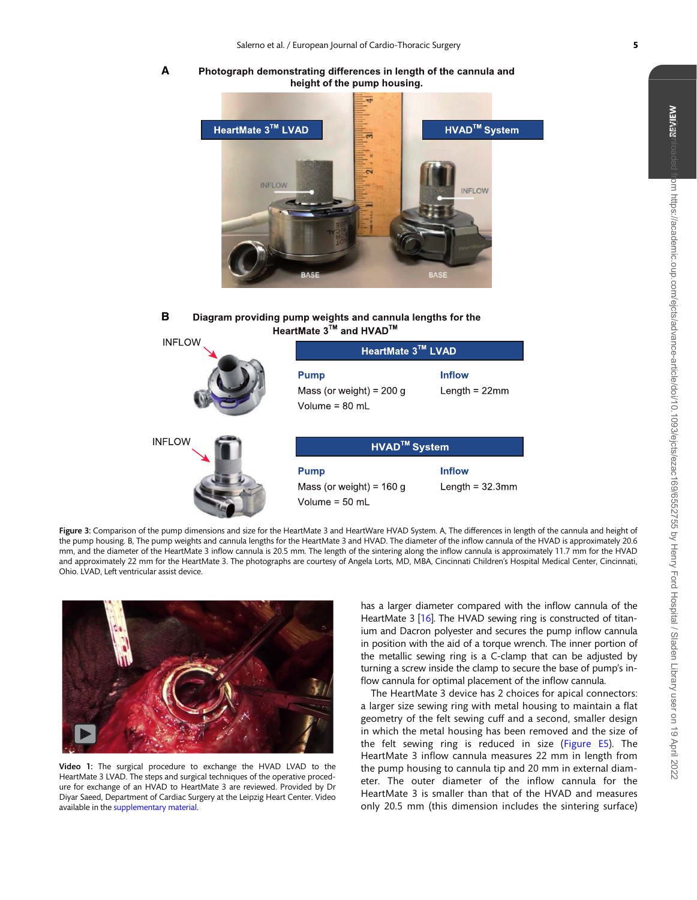**A** Photograph demonstrating differences in length of the cannula and height of the pump housing.

HeartMate 3™ LVAD

HVAD™ System

INFLOW

INFLOW

BASE

BASE

**B** Diagram providing pump weights and cannula lengths for the HeartMate 3™ and HVAD™

INFLOW

| HeartMate 3™ LVAD | |
|---|---|
| **Pump** | **Inflow** |
| Mass (or weight) = 200 g | Length = 22mm |
| Volume = 80 mL | |

INFLOW

| HVAD™ System | |
|---|---|
| **Pump** | **Inflow** |
| Mass (or weight) = 160 g | Length = 32.3mm |
| Volume = 50 mL | |

**Figure 3:** Comparison of the pump dimensions and size for the HeartMate 3 and HeartWare HVAD System. A, The differences in length of the cannula and height of the pump housing. B, The pump weights and cannula lengths for the HeartMate 3 and HVAD. The diameter of the inflow cannula of the HVAD is approximately 20.6 mm, and the diameter of the HeartMate 3 inflow cannula is 20.5 mm. The length of the sintering along the inflow cannula is approximately 11.7 mm for the HVAD and approximately 22 mm for the HeartMate 3. The photographs are courtesy of Angela Lorts, MD, MBA, Cincinnati Children's Hospital Medical Center, Cincinnati, Ohio. LVAD, Left ventricular assist device.

**Video 1:** The surgical procedure to exchange the HVAD LVAD to the HeartMate 3 LVAD. The steps and surgical techniques of the operative procedure for exchange of an HVAD to HeartMate 3 are reviewed. Provided by Dr Diyar Saeed, Department of Cardiac Surgery at the Leipzig Heart Center. Video available in the supplementary material.

has a larger diameter compared with the inflow cannula of the HeartMate 3 [16]. The HVAD sewing ring is constructed of titanium and Dacron polyester and secures the pump inflow cannula in position with the aid of a torque wrench. The inner portion of the metallic sewing ring is a C-clamp that can be adjusted by turning a screw inside the clamp to secure the base of pump's inflow cannula for optimal placement of the inflow cannula.

The HeartMate 3 device has 2 choices for apical connectors: a larger size sewing ring with metal housing to maintain a flat geometry of the felt sewing cuff and a second, smaller design in which the metal housing has been removed and the size of the felt sewing ring is reduced in size (Figure E5). The HeartMate 3 inflow cannula measures 22 mm in length from the pump housing to cannula tip and 20 mm in external diameter. The outer diameter of the inflow cannula for the HeartMate 3 is smaller than that of the HVAD and measures only 20.5 mm (this dimension includes the sintering surface)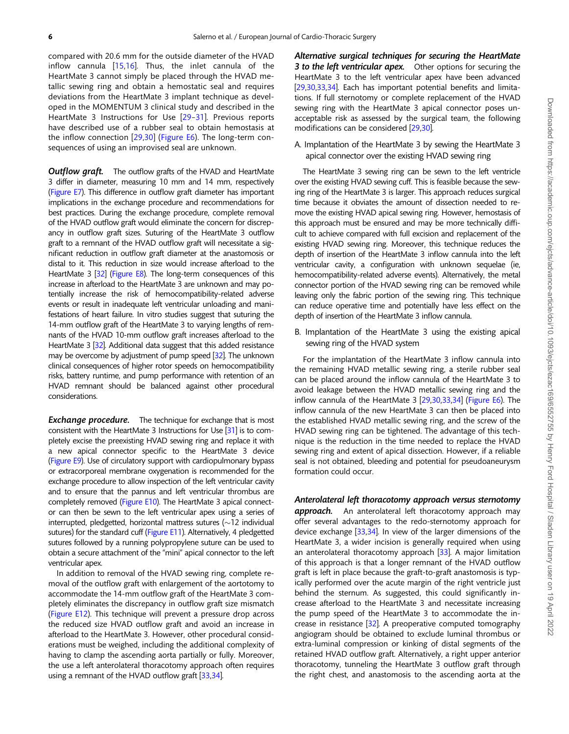compared with 20.6 mm for the outside diameter of the HVAD inflow cannula [15,16]. Thus, the inlet cannula of the HeartMate 3 cannot simply be placed through the HVAD metallic sewing ring and obtain a hemostatic seal and requires deviations from the HeartMate 3 implant technique as developed in the MOMENTUM 3 clinical study and described in the HeartMate 3 Instructions for Use [29–31]. Previous reports have described use of a rubber seal to obtain hemostasis at the inflow connection [29,30] (Figure E6). The long-term consequences of using an improvised seal are unknown.

***Outflow graft.*** The outflow grafts of the HVAD and HeartMate 3 differ in diameter, measuring 10 mm and 14 mm, respectively (Figure E7). This difference in outflow graft diameter has important implications in the exchange procedure and recommendations for best practices. During the exchange procedure, complete removal of the HVAD outflow graft would eliminate the concern for discrepancy in outflow graft sizes. Suturing of the HeartMate 3 outflow graft to a remnant of the HVAD outflow graft will necessitate a significant reduction in outflow graft diameter at the anastomosis or distal to it. This reduction in size would increase afterload to the HeartMate 3 [32] (Figure E8). The long-term consequences of this increase in afterload to the HeartMate 3 are unknown and may potentially increase the risk of hemocompatibility-related adverse events or result in inadequate left ventricular unloading and manifestations of heart failure. In vitro studies suggest that suturing the 14-mm outflow graft of the HeartMate 3 to varying lengths of remnants of the HVAD 10-mm outflow graft increases afterload to the HeartMate 3 [32]. Additional data suggest that this added resistance may be overcome by adjustment of pump speed [32]. The unknown clinical consequences of higher rotor speeds on hemocompatibility risks, battery runtime, and pump performance with retention of an HVAD remnant should be balanced against other procedural considerations.

***Exchange procedure.*** The technique for exchange that is most consistent with the HeartMate 3 Instructions for Use [31] is to completely excise the preexisting HVAD sewing ring and replace it with a new apical connector specific to the HeartMate 3 device (Figure E9). Use of circulatory support with cardiopulmonary bypass or extracorporeal membrane oxygenation is recommended for the exchange procedure to allow inspection of the left ventricular cavity and to ensure that the pannus and left ventricular thrombus are completely removed (Figure E10). The HeartMate 3 apical connector can then be sewn to the left ventricular apex using a series of interrupted, pledgetted, horizontal mattress sutures (~12 individual sutures) for the standard cuff (Figure E11). Alternatively, 4 pledgetted sutures followed by a running polypropylene suture can be used to obtain a secure attachment of the "mini" apical connector to the left ventricular apex.

In addition to removal of the HVAD sewing ring, complete removal of the outflow graft with enlargement of the aortotomy to accommodate the 14-mm outflow graft of the HeartMate 3 completely eliminates the discrepancy in outflow graft size mismatch (Figure E12). This technique will prevent a pressure drop across the reduced size HVAD outflow graft and avoid an increase in afterload to the HeartMate 3. However, other procedural considerations must be weighed, including the additional complexity of having to clamp the ascending aorta partially or fully. Moreover, the use a left anterolateral thoracotomy approach often requires using a remnant of the HVAD outflow graft [33,34].

***Alternative surgical techniques for securing the HeartMate 3 to the left ventricular apex.*** Other options for securing the HeartMate 3 to the left ventricular apex have been advanced [29,30,33,34]. Each has important potential benefits and limitations. If full sternotomy or complete replacement of the HVAD sewing ring with the HeartMate 3 apical connector poses unacceptable risk as assessed by the surgical team, the following modifications can be considered [29,30].

A. Implantation of the HeartMate 3 by sewing the HeartMate 3 apical connector over the existing HVAD sewing ring

The HeartMate 3 sewing ring can be sewn to the left ventricle over the existing HVAD sewing cuff. This is feasible because the sewing ring of the HeartMate 3 is larger. This approach reduces surgical time because it obviates the amount of dissection needed to remove the existing HVAD apical sewing ring. However, hemostasis of this approach must be ensured and may be more technically difficult to achieve compared with full excision and replacement of the existing HVAD sewing ring. Moreover, this technique reduces the depth of insertion of the HeartMate 3 inflow cannula into the left ventricular cavity, a configuration with unknown sequelae (ie, hemocompatibility-related adverse events). Alternatively, the metal connector portion of the HVAD sewing ring can be removed while leaving only the fabric portion of the sewing ring. This technique can reduce operative time and potentially have less effect on the depth of insertion of the HeartMate 3 inflow cannula.

B. Implantation of the HeartMate 3 using the existing apical sewing ring of the HVAD system

For the implantation of the HeartMate 3 inflow cannula into the remaining HVAD metallic sewing ring, a sterile rubber seal can be placed around the inflow cannula of the HeartMate 3 to avoid leakage between the HVAD metallic sewing ring and the inflow cannula of the HeartMate 3 [29,30,33,34] (Figure E6). The inflow cannula of the new HeartMate 3 can then be placed into the established HVAD metallic sewing ring, and the screw of the HVAD sewing ring can be tightened. The advantage of this technique is the reduction in the time needed to replace the HVAD sewing ring and extent of apical dissection. However, if a reliable seal is not obtained, bleeding and potential for pseudoaneurysm formation could occur.

***Anterolateral left thoracotomy approach versus sternotomy approach.*** An anterolateral left thoracotomy approach may offer several advantages to the redo-sternotomy approach for device exchange [33,34]. In view of the larger dimensions of the HeartMate 3, a wider incision is generally required when using an anterolateral thoracotomy approach [33]. A major limitation of this approach is that a longer remnant of the HVAD outflow graft is left in place because the graft-to-graft anastomosis is typically performed over the acute margin of the right ventricle just behind the sternum. As suggested, this could significantly increase afterload to the HeartMate 3 and necessitate increasing the pump speed of the HeartMate 3 to accommodate the increase in resistance [32]. A preoperative computed tomography angiogram should be obtained to exclude luminal thrombus or extra-luminal compression or kinking of distal segments of the retained HVAD outflow graft. Alternatively, a right upper anterior thoracotomy, tunneling the HeartMate 3 outflow graft through the right chest, and anastomosis to the ascending aorta at the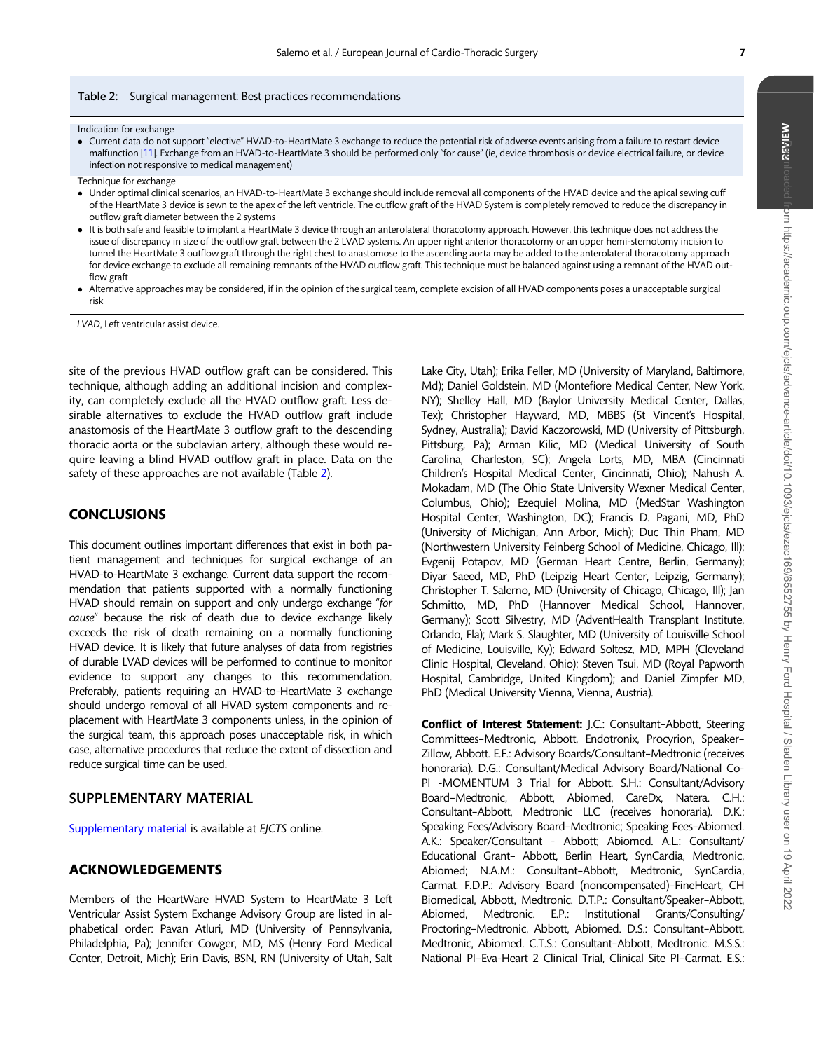**Table 2:** Surgical management: Best practices recommendations

| |
|---|
| Indication for exchange |
| • Current data do not support "elective" HVAD-to-HeartMate 3 exchange to reduce the potential risk of adverse events arising from a failure to restart device malfunction [11]. Exchange from an HVAD-to-HeartMate 3 should be performed only "for cause" (ie, device thrombosis or device electrical failure, or device infection not responsive to medical management) |
| Technique for exchange |
| • Under optimal clinical scenarios, an HVAD-to-HeartMate 3 exchange should include removal all components of the HVAD device and the apical sewing cuff of the HeartMate 3 device is sewn to the apex of the left ventricle. The outflow graft of the HVAD System is completely removed to reduce the discrepancy in outflow graft diameter between the 2 systems |
| • It is both safe and feasible to implant a HeartMate 3 device through an anterolateral thoracotomy approach. However, this technique does not address the issue of discrepancy in size of the outflow graft between the 2 LVAD systems. An upper right anterior thoracotomy or an upper hemi-sternotomy incision to tunnel the HeartMate 3 outflow graft through the right chest to anastomose to the ascending aorta may be added to the anterolateral thoracotomy approach for device exchange to exclude all remaining remnants of the HVAD outflow graft. This technique must be balanced against using a remnant of the HVAD outflow graft |
| • Alternative approaches may be considered, if in the opinion of the surgical team, complete excision of all HVAD components poses a unacceptable surgical risk |

*LVAD*, Left ventricular assist device.

site of the previous HVAD outflow graft can be considered. This technique, although adding an additional incision and complexity, can completely exclude all the HVAD outflow graft. Less desirable alternatives to exclude the HVAD outflow graft include anastomosis of the HeartMate 3 outflow graft to the descending thoracic aorta or the subclavian artery, although these would require leaving a blind HVAD outflow graft in place. Data on the safety of these approaches are not available (Table 2).

## CONCLUSIONS

This document outlines important differences that exist in both patient management and techniques for surgical exchange of an HVAD-to-HeartMate 3 exchange. Current data support the recommendation that patients supported with a normally functioning HVAD should remain on support and only undergo exchange "*for cause*" because the risk of death due to device exchange likely exceeds the risk of death remaining on a normally functioning HVAD device. It is likely that future analyses of data from registries of durable LVAD devices will be performed to continue to monitor evidence to support any changes to this recommendation. Preferably, patients requiring an HVAD-to-HeartMate 3 exchange should undergo removal of all HVAD system components and replacement with HeartMate 3 components unless, in the opinion of the surgical team, this approach poses unacceptable risk, in which case, alternative procedures that reduce the extent of dissection and reduce surgical time can be used.

## SUPPLEMENTARY MATERIAL

Supplementary material is available at *EJCTS* online.

## ACKNOWLEDGEMENTS

Members of the HeartWare HVAD System to HeartMate 3 Left Ventricular Assist System Exchange Advisory Group are listed in alphabetical order: Pavan Atluri, MD (University of Pennsylvania, Philadelphia, Pa); Jennifer Cowger, MD, MS (Henry Ford Medical Center, Detroit, Mich); Erin Davis, BSN, RN (University of Utah, Salt Lake City, Utah); Erika Feller, MD (University of Maryland, Baltimore, Md); Daniel Goldstein, MD (Montefiore Medical Center, New York, NY); Shelley Hall, MD (Baylor University Medical Center, Dallas, Tex); Christopher Hayward, MD, MBBS (St Vincent's Hospital, Sydney, Australia); David Kaczorowski, MD (University of Pittsburgh, Pittsburg, Pa); Arman Kilic, MD (Medical University of South Carolina, Charleston, SC); Angela Lorts, MD, MBA (Cincinnati Children's Hospital Medical Center, Cincinnati, Ohio); Nahush A. Mokadam, MD (The Ohio State University Wexner Medical Center, Columbus, Ohio); Ezequiel Molina, MD (MedStar Washington Hospital Center, Washington, DC); Francis D. Pagani, MD, PhD (University of Michigan, Ann Arbor, Mich); Duc Thin Pham, MD (Northwestern University Feinberg School of Medicine, Chicago, Ill); Evgenij Potapov, MD (German Heart Centre, Berlin, Germany); Diyar Saeed, MD, PhD (Leipzig Heart Center, Leipzig, Germany); Christopher T. Salerno, MD (University of Chicago, Chicago, Ill); Jan Schmitto, MD, PhD (Hannover Medical School, Hannover, Germany); Scott Silvestry, MD (AdventHealth Transplant Institute, Orlando, Fla); Mark S. Slaughter, MD (University of Louisville School of Medicine, Louisville, Ky); Edward Soltesz, MD, MPH (Cleveland Clinic Hospital, Cleveland, Ohio); Steven Tsui, MD (Royal Papworth Hospital, Cambridge, United Kingdom); and Daniel Zimpfer MD, PhD (Medical University Vienna, Vienna, Austria).

**Conflict of Interest Statement:** J.C.: Consultant–Abbott, Steering Committees–Medtronic, Abbott, Endotronix, Procyrion, Speaker–Zillow, Abbott. E.F.: Advisory Boards/Consultant–Medtronic (receives honoraria). D.G.: Consultant/Medical Advisory Board/National Co-PI -MOMENTUM 3 Trial for Abbott. S.H.: Consultant/Advisory Board–Medtronic, Abbott, Abiomed, CareDx, Natera. C.H.: Consultant–Abbott, Medtronic LLC (receives honoraria). D.K.: Speaking Fees/Advisory Board–Medtronic; Speaking Fees–Abiomed. A.K.: Speaker/Consultant - Abbott; Abiomed. A.L.: Consultant/Educational Grant– Abbott, Berlin Heart, SynCardia, Medtronic, Abiomed; N.A.M.: Consultant–Abbott, Medtronic, SynCardia, Carmat. F.D.P.: Advisory Board (noncompensated)–FineHeart, CH Biomedical, Abbott, Medtronic. D.T.P.: Consultant/Speaker–Abbott, Abiomed, Medtronic. E.P.: Institutional Grants/Consulting/Proctoring–Medtronic, Abbott, Abiomed. D.S.: Consultant–Abbott, Medtronic, Abiomed. C.T.S.: Consultant–Abbott, Medtronic. M.S.S.: National PI–Eva-Heart 2 Clinical Trial, Clinical Site PI–Carmat. E.S.: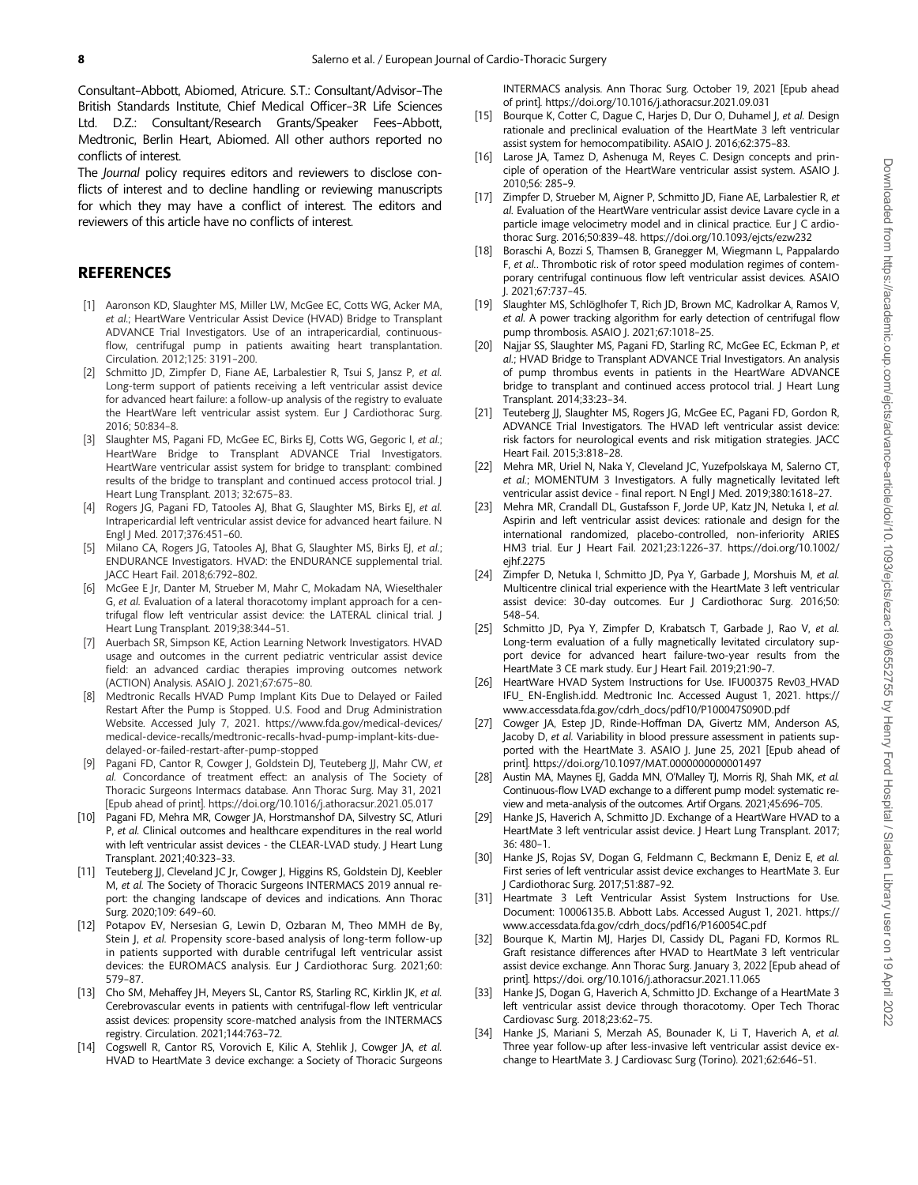Consultant–Abbott, Abiomed, Atricure. S.T.: Consultant/Advisor–The British Standards Institute, Chief Medical Officer–3R Life Sciences Ltd. D.Z.: Consultant/Research Grants/Speaker Fees–Abbott, Medtronic, Berlin Heart, Abiomed. All other authors reported no conflicts of interest.

The *Journal* policy requires editors and reviewers to disclose conflicts of interest and to decline handling or reviewing manuscripts for which they may have a conflict of interest. The editors and reviewers of this article have no conflicts of interest.

## REFERENCES

[1] Aaronson KD, Slaughter MS, Miller LW, McGee EC, Cotts WG, Acker MA, *et al.*; HeartWare Ventricular Assist Device (HVAD) Bridge to Transplant ADVANCE Trial Investigators. Use of an intrapericardial, continuous-flow, centrifugal pump in patients awaiting heart transplantation. Circulation. 2012;125: 3191–200.

[2] Schmitto JD, Zimpfer D, Fiane AE, Larbalestier R, Tsui S, Jansz P, *et al.* Long-term support of patients receiving a left ventricular assist device for advanced heart failure: a follow-up analysis of the registry to evaluate the HeartWare left ventricular assist system. Eur J Cardiothorac Surg. 2016; 50:834–8.

[3] Slaughter MS, Pagani FD, McGee EC, Birks EJ, Cotts WG, Gegoric I, *et al.*; HeartWare Bridge to Transplant ADVANCE Trial Investigators. HeartWare ventricular assist system for bridge to transplant: combined results of the bridge to transplant and continued access protocol trial. J Heart Lung Transplant. 2013; 32:675–83.

[4] Rogers JG, Pagani FD, Tatooles AJ, Bhat G, Slaughter MS, Birks EJ, *et al.* Intrapericardial left ventricular assist device for advanced heart failure. N Engl J Med. 2017;376:451–60.

[5] Milano CA, Rogers JG, Tatooles AJ, Bhat G, Slaughter MS, Birks EJ, *et al.*; ENDURANCE Investigators. HVAD: the ENDURANCE supplemental trial. JACC Heart Fail. 2018;6:792–802.

[6] McGee E Jr, Danter M, Strueber M, Mahr C, Mokadam NA, Wieselthaler G, *et al.* Evaluation of a lateral thoracotomy implant approach for a centrifugal flow left ventricular assist device: the LATERAL clinical trial. J Heart Lung Transplant. 2019;38:344–51.

[7] Auerbach SR, Simpson KE, Action Learning Network Investigators. HVAD usage and outcomes in the current pediatric ventricular assist device field: an advanced cardiac therapies improving outcomes network (ACTION) Analysis. ASAIO J. 2021;67:675–80.

[8] Medtronic Recalls HVAD Pump Implant Kits Due to Delayed or Failed Restart After the Pump is Stopped. U.S. Food and Drug Administration Website. Accessed July 7, 2021. https://www.fda.gov/medical-devices/medical-device-recalls/medtronic-recalls-hvad-pump-implant-kits-due-delayed-or-failed-restart-after-pump-stopped

[9] Pagani FD, Cantor R, Cowger J, Goldstein DJ, Teuteberg JJ, Mahr CW, *et al.* Concordance of treatment effect: an analysis of The Society of Thoracic Surgeons Intermacs database. Ann Thorac Surg. May 31, 2021 [Epub ahead of print]. https://doi.org/10.1016/j.athoracsur.2021.05.017

[10] Pagani FD, Mehra MR, Cowger JA, Horstmanshof DA, Silvestry SC, Atluri P, *et al.* Clinical outcomes and healthcare expenditures in the real world with left ventricular assist devices - the CLEAR-LVAD study. J Heart Lung Transplant. 2021;40:323–33.

[11] Teuteberg JJ, Cleveland JC Jr, Cowger J, Higgins RS, Goldstein DJ, Keebler M, *et al.* The Society of Thoracic Surgeons INTERMACS 2019 annual report: the changing landscape of devices and indications. Ann Thorac Surg. 2020;109: 649–60.

[12] Potapov EV, Nersesian G, Lewin D, Ozbaran M, Theo MMH de By, Stein J, *et al.* Propensity score-based analysis of long-term follow-up in patients supported with durable centrifugal left ventricular assist devices: the EUROMACS analysis. Eur J Cardiothorac Surg. 2021;60: 579–87.

[13] Cho SM, Mehaffey JH, Meyers SL, Cantor RS, Starling RC, Kirklin JK, *et al.* Cerebrovascular events in patients with centrifugal-flow left ventricular assist devices: propensity score-matched analysis from the INTERMACS registry. Circulation. 2021;144:763–72.

[14] Cogswell R, Cantor RS, Vorovich E, Kilic A, Stehlik J, Cowger JA, *et al.* HVAD to HeartMate 3 device exchange: a Society of Thoracic Surgeons INTERMACS analysis. Ann Thorac Surg. October 19, 2021 [Epub ahead of print]. https://doi.org/10.1016/j.athoracsur.2021.09.031

[15] Bourque K, Cotter C, Dague C, Harjes D, Dur O, Duhamel J, *et al.* Design rationale and preclinical evaluation of the HeartMate 3 left ventricular assist system for hemocompatibility. ASAIO J. 2016;62:375–83.

[16] Larose JA, Tamez D, Ashenuga M, Reyes C. Design concepts and principle of operation of the HeartWare ventricular assist system. ASAIO J. 2010;56: 285–9.

[17] Zimpfer D, Strueber M, Aigner P, Schmitto JD, Fiane AE, Larbalestier R, *et al.* Evaluation of the HeartWare ventricular assist device Lavare cycle in a particle image velocimetry model and in clinical practice. Eur J Cardiothorac Surg. 2016;50:839–48. https://doi.org/10.1093/ejcts/ezw232

[18] Boraschi A, Bozzi S, Thamsen B, Granegger M, Wiegmann L, Pappalardo F, *et al.*. Thrombotic risk of rotor speed modulation regimes of contemporary centrifugal continuous flow left ventricular assist devices. ASAIO J. 2021;67:737–45.

[19] Slaughter MS, Schlöglhofer T, Rich JD, Brown MC, Kadrolkar A, Ramos V, *et al.* A power tracking algorithm for early detection of centrifugal flow pump thrombosis. ASAIO J. 2021;67:1018–25.

[20] Najjar SS, Slaughter MS, Pagani FD, Starling RC, McGee EC, Eckman P, *et al.*; HVAD Bridge to Transplant ADVANCE Trial Investigators. An analysis of pump thrombus events in patients in the HeartWare ADVANCE bridge to transplant and continued access protocol trial. J Heart Lung Transplant. 2014;33:23–34.

[21] Teuteberg JJ, Slaughter MS, Rogers JG, McGee EC, Pagani FD, Gordon R, ADVANCE Trial Investigators. The HVAD left ventricular assist device: risk factors for neurological events and risk mitigation strategies. JACC Heart Fail. 2015;3:818–28.

[22] Mehra MR, Uriel N, Naka Y, Cleveland JC, Yuzefpolskaya M, Salerno CT, *et al.*; MOMENTUM 3 Investigators. A fully magnetically levitated left ventricular assist device - final report. N Engl J Med. 2019;380:1618–27.

[23] Mehra MR, Crandall DL, Gustafsson F, Jorde UP, Katz JN, Netuka I, *et al.* Aspirin and left ventricular assist devices: rationale and design for the international randomized, placebo-controlled, non-inferiority ARIES HM3 trial. Eur J Heart Fail. 2021;23:1226–37. https://doi.org/10.1002/ejhf.2275

[24] Zimpfer D, Netuka I, Schmitto JD, Pya Y, Garbade J, Morshuis M, *et al.* Multicentre clinical trial experience with the HeartMate 3 left ventricular assist device: 30-day outcomes. Eur J Cardiothorac Surg. 2016;50: 548–54.

[25] Schmitto JD, Pya Y, Zimpfer D, Krabatsch T, Garbade J, Rao V, *et al.* Long-term evaluation of a fully magnetically levitated circulatory support device for advanced heart failure-two-year results from the HeartMate 3 CE mark study. Eur J Heart Fail. 2019;21:90–7.

[26] HeartWare HVAD System Instructions for Use. IFU00375 Rev03_HVAD IFU_ EN-English.idd. Medtronic Inc. Accessed August 1, 2021. https://www.accessdata.fda.gov/cdrh_docs/pdf10/P100047S090D.pdf

[27] Cowger JA, Estep JD, Rinde-Hoffman DA, Givertz MM, Anderson AS, Jacoby D, *et al.* Variability in blood pressure assessment in patients supported with the HeartMate 3. ASAIO J. June 25, 2021 [Epub ahead of print]. https://doi.org/10.1097/MAT.0000000000001497

[28] Austin MA, Maynes EJ, Gadda MN, O'Malley TJ, Morris RJ, Shah MK, *et al.* Continuous-flow LVAD exchange to a different pump model: systematic review and meta-analysis of the outcomes. Artif Organs. 2021;45:696–705.

[29] Hanke JS, Haverich A, Schmitto JD. Exchange of a HeartWare HVAD to a HeartMate 3 left ventricular assist device. J Heart Lung Transplant. 2017; 36: 480–1.

[30] Hanke JS, Rojas SV, Dogan G, Feldmann C, Beckmann E, Deniz E, *et al.* First series of left ventricular assist device exchanges to HeartMate 3. Eur J Cardiothorac Surg. 2017;51:887–92.

[31] Heartmate 3 Left Ventricular Assist System Instructions for Use. Document: 10006135.B. Abbott Labs. Accessed August 1, 2021. https://www.accessdata.fda.gov/cdrh_docs/pdf16/P160054C.pdf

[32] Bourque K, Martin MJ, Harjes DI, Cassidy DL, Pagani FD, Kormos RL. Graft resistance differences after HVAD to HeartMate 3 left ventricular assist device exchange. Ann Thorac Surg. January 3, 2022 [Epub ahead of print]. https://doi. org/10.1016/j.athoracsur.2021.11.065

[33] Hanke JS, Dogan G, Haverich A, Schmitto JD. Exchange of a HeartMate 3 left ventricular assist device through thoracotomy. Oper Tech Thorac Cardiovasc Surg. 2018;23:62–75.

[34] Hanke JS, Mariani S, Merzah AS, Bounader K, Li T, Haverich A, *et al.* Three year follow-up after less-invasive left ventricular assist device exchange to HeartMate 3. J Cardiovasc Surg (Torino). 2021;62:646–51.